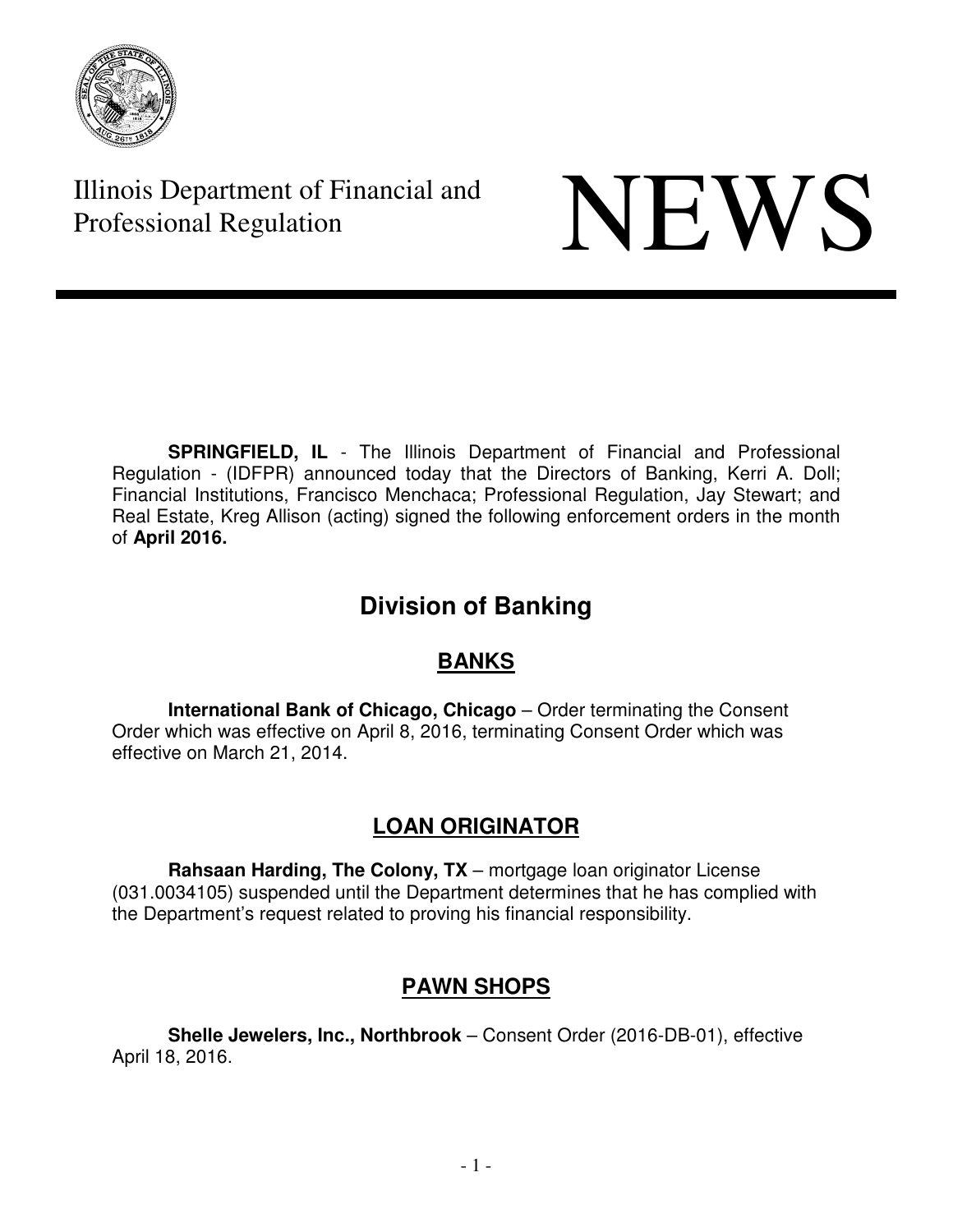Illinois Department of Financial and Professional Regulation

# NEWS

**SPRINGFIELD, IL** - The Illinois Department of Financial and Professional Regulation - (IDFPR) announced today that the Directors of Banking, Kerri A. Doll; Financial Institutions, Francisco Menchaca; Professional Regulation, Jay Stewart; and Real Estate, Kreg Allison (acting) signed the following enforcement orders in the month of **April 2016.**

## Division of Banking

### BANKS

**International Bank of Chicago, Chicago** – Order terminating the Consent Order which was effective on April 8, 2016, terminating Consent Order which was effective on March 21, 2014.

### LOAN ORIGINATOR

**Rahsaan Harding, The Colony, TX** – mortgage loan originator License (031.0034105) suspended until the Department determines that he has complied with the Department's request related to proving his financial responsibility.

### PAWN SHOPS

**Shelle Jewelers, Inc., Northbrook** – Consent Order (2016-DB-01), effective April 18, 2016.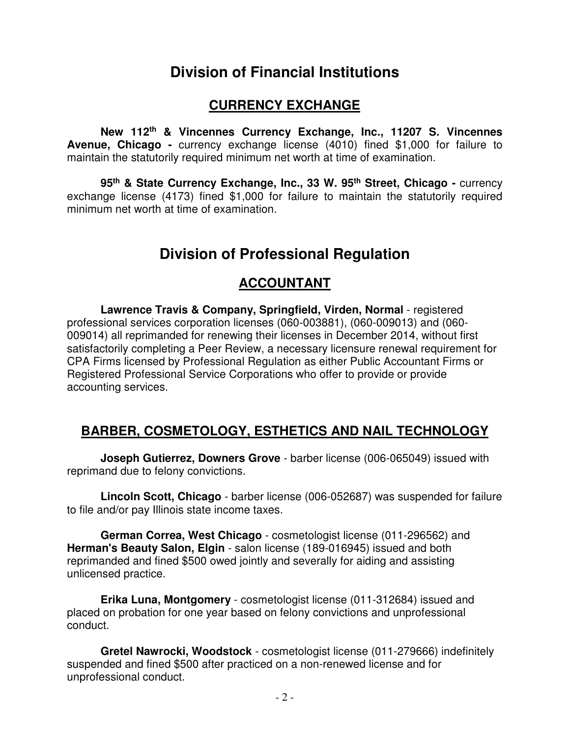# Division of Financial Institutions

## CURRENCY EXCHANGE

**New 112th & Vincennes Currency Exchange, Inc., 11207 S. Vincennes Avenue, Chicago -** currency exchange license (4010) fined $1,000 for failure to maintain the statutorily required minimum net worth at time of examination.

**95th & State Currency Exchange, Inc., 33 W. 95th Street, Chicago -** currency exchange license (4173) fined $1,000 for failure to maintain the statutorily required minimum net worth at time of examination.

# Division of Professional Regulation

## ACCOUNTANT

**Lawrence Travis & Company, Springfield, Virden, Normal** - registered professional services corporation licenses (060-003881), (060-009013) and (060-009014) all reprimanded for renewing their licenses in December 2014, without first satisfactorily completing a Peer Review, a necessary licensure renewal requirement for CPA Firms licensed by Professional Regulation as either Public Accountant Firms or Registered Professional Service Corporations who offer to provide or provide accounting services.

## BARBER, COSMETOLOGY, ESTHETICS AND NAIL TECHNOLOGY

**Joseph Gutierrez, Downers Grove** - barber license (006-065049) issued with reprimand due to felony convictions.

**Lincoln Scott, Chicago** - barber license (006-052687) was suspended for failure to file and/or pay Illinois state income taxes.

**German Correa, West Chicago** - cosmetologist license (011-296562) and **Herman's Beauty Salon, Elgin** - salon license (189-016945) issued and both reprimanded and fined $500 owed jointly and severally for aiding and assisting unlicensed practice.

**Erika Luna, Montgomery** - cosmetologist license (011-312684) issued and placed on probation for one year based on felony convictions and unprofessional conduct.

**Gretel Nawrocki, Woodstock** - cosmetologist license (011-279666) indefinitely suspended and fined $500 after practiced on a non-renewed license and for unprofessional conduct.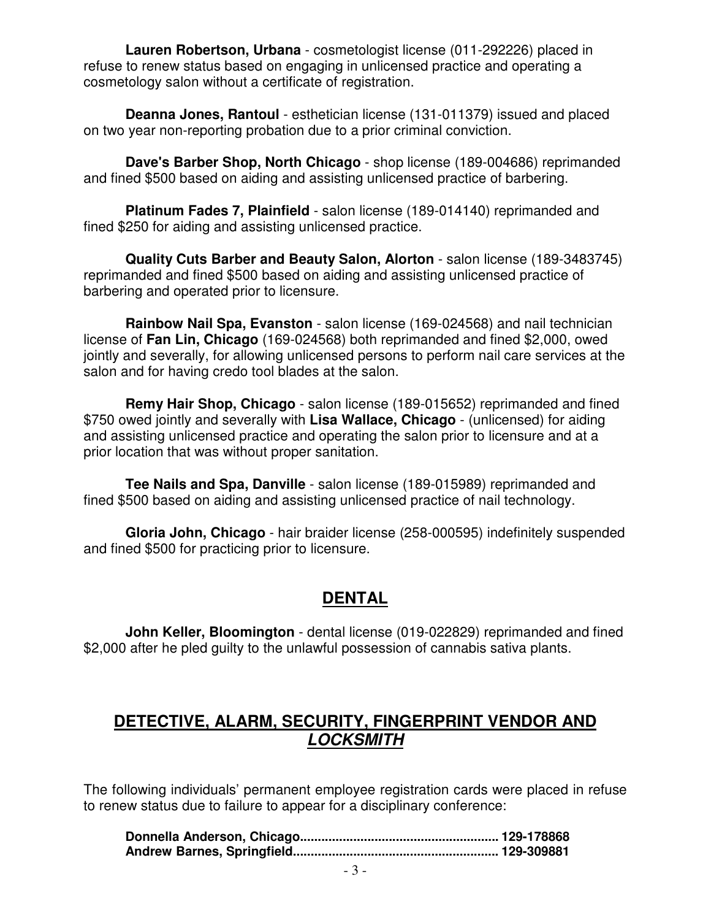**Lauren Robertson, Urbana** - cosmetologist license (011-292226) placed in refuse to renew status based on engaging in unlicensed practice and operating a cosmetology salon without a certificate of registration.

**Deanna Jones, Rantoul** - esthetician license (131-011379) issued and placed on two year non-reporting probation due to a prior criminal conviction.

**Dave's Barber Shop, North Chicago** - shop license (189-004686) reprimanded and fined $500 based on aiding and assisting unlicensed practice of barbering.

**Platinum Fades 7, Plainfield** - salon license (189-014140) reprimanded and fined $250 for aiding and assisting unlicensed practice.

**Quality Cuts Barber and Beauty Salon, Alorton** - salon license (189-3483745) reprimanded and fined $500 based on aiding and assisting unlicensed practice of barbering and operated prior to licensure.

**Rainbow Nail Spa, Evanston** - salon license (169-024568) and nail technician license of **Fan Lin, Chicago** (169-024568) both reprimanded and fined $2,000, owed jointly and severally, for allowing unlicensed persons to perform nail care services at the salon and for having credo tool blades at the salon.

**Remy Hair Shop, Chicago** - salon license (189-015652) reprimanded and fined $750 owed jointly and severally with **Lisa Wallace, Chicago** - (unlicensed) for aiding and assisting unlicensed practice and operating the salon prior to licensure and at a prior location that was without proper sanitation.

**Tee Nails and Spa, Danville** - salon license (189-015989) reprimanded and fined $500 based on aiding and assisting unlicensed practice of nail technology.

**Gloria John, Chicago** - hair braider license (258-000595) indefinitely suspended and fined $500 for practicing prior to licensure.

## DENTAL

**John Keller, Bloomington** - dental license (019-022829) reprimanded and fined $2,000 after he pled guilty to the unlawful possession of cannabis sativa plants.

## DETECTIVE, ALARM, SECURITY, FINGERPRINT VENDOR AND *LOCKSMITH*

The following individuals' permanent employee registration cards were placed in refuse to renew status due to failure to appear for a disciplinary conference:

**Donnella Anderson, Chicago....................................................... 129-178868**
**Andrew Barnes, Springfield......................................................... 129-309881**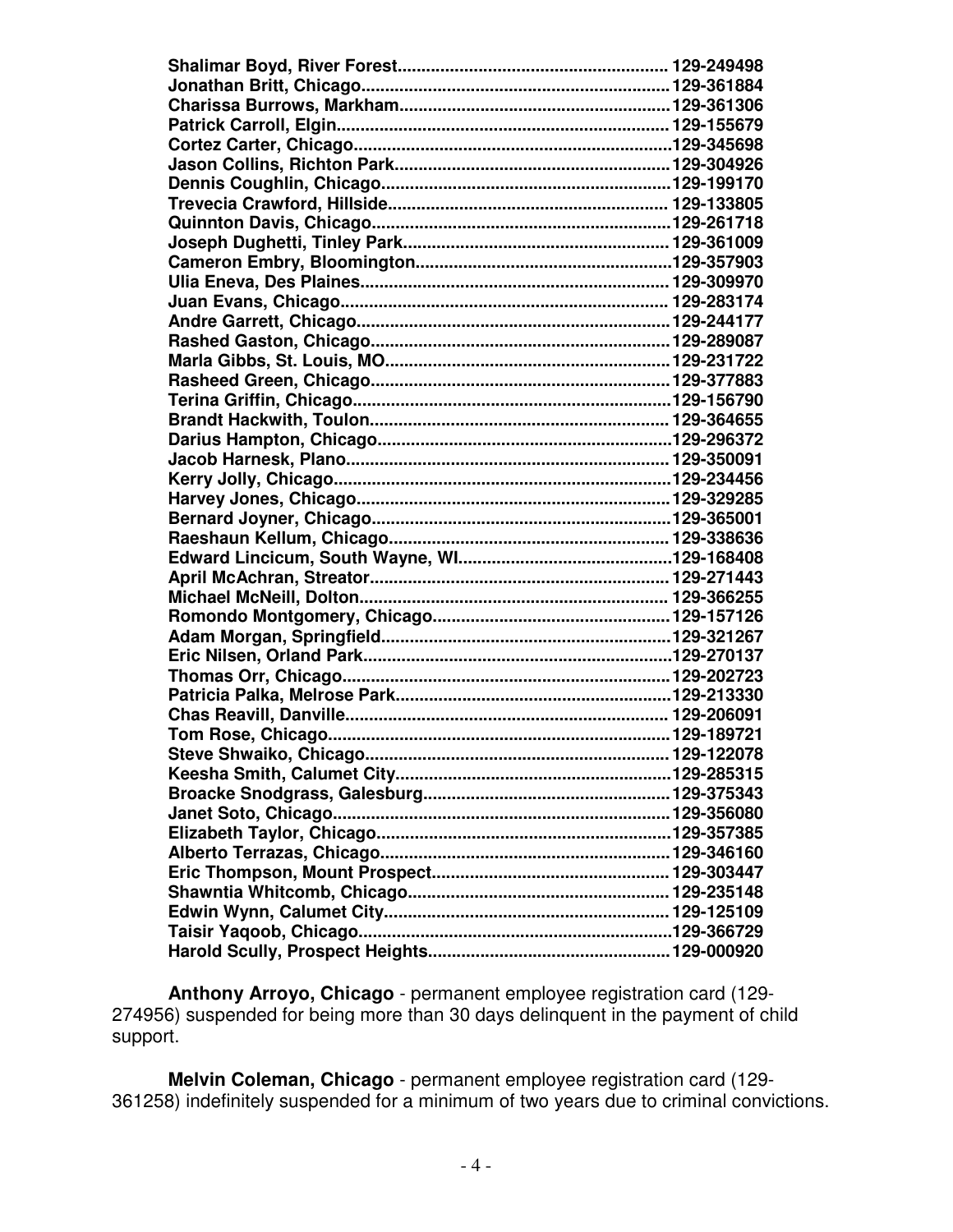**Shalimar Boyd, River Forest........................................................ 129-249498**
**Jonathan Britt, Chicago................................................................129-361884**
**Charissa Burrows, Markham.........................................................129-361306**
**Patrick Carroll, Elgin.................................................................... 129-155679**
**Cortez Carter, Chicago..................................................................129-345698**
**Jason Collins, Richton Park..........................................................129-304926**
**Dennis Coughlin, Chicago............................................................129-199170**
**Trevecia Crawford, Hillside.......................................................... 129-133805**
**Quinnton Davis, Chicago..............................................................129-261718**
**Joseph Dughetti, Tinley Park....................................................... 129-361009**
**Cameron Embry, Bloomington.....................................................129-357903**
**Ulia Eneva, Des Plaines............................................................... 129-309970**
**Juan Evans, Chicago.................................................................... 129-283174**
**Andre Garrett, Chicago.................................................................129-244177**
**Rashed Gaston, Chicago..............................................................129-289087**
**Marla Gibbs, St. Louis, MO...........................................................129-231722**
**Rasheed Green, Chicago.............................................................129-377883**
**Terina Griffin, Chicago..................................................................129-156790**
**Brandt Hackwith, Toulon.............................................................. 129-364655**
**Darius Hampton, Chicago.............................................................129-296372**
**Jacob Harnesk, Plano...................................................................129-350091**
**Kerry Jolly, Chicago......................................................................129-234456**
**Harvey Jones, Chicago.................................................................129-329285**
**Bernard Joyner, Chicago.............................................................129-365001**
**Raeshaun Kellum, Chicago.......................................................... 129-338636**
**Edward Lincicum, South Wayne, WI.............................................129-168408**
**April McAchran, Streator...............................................................129-271443**
**Michael McNeill, Dolton................................................................ 129-366255**
**Romondo Montgomery, Chicago..................................................129-157126**
**Adam Morgan, Springfield............................................................129-321267**
**Eric Nilsen, Orland Park................................................................129-270137**
**Thomas Orr, Chicago....................................................................129-202723**
**Patricia Palka, Melrose Park.........................................................129-213330**
**Chas Reavill, Danville.................................................................. 129-206091**
**Tom Rose, Chicago.......................................................................129-189721**
**Steve Shwaiko, Chicago............................................................... 129-122078**
**Keesha Smith, Calumet City.........................................................129-285315**
**Broacke Snodgrass, Galesburg...................................................129-375343**
**Janet Soto, Chicago......................................................................129-356080**
**Elizabeth Taylor, Chicago.............................................................129-357385**
**Alberto Terrazas, Chicago............................................................129-346160**
**Eric Thompson, Mount Prospect................................................. 129-303447**
**Shawntia Whitcomb, Chicago...................................................... 129-235148**
**Edwin Wynn, Calumet City........................................................... 129-125109**
**Taisir Yaqoob, Chicago................................................................129-366729**
**Harold Scully, Prospect Heights..................................................129-000920**

**Anthony Arroyo, Chicago** - permanent employee registration card (129-274956) suspended for being more than 30 days delinquent in the payment of child support.

**Melvin Coleman, Chicago** - permanent employee registration card (129-361258) indefinitely suspended for a minimum of two years due to criminal convictions.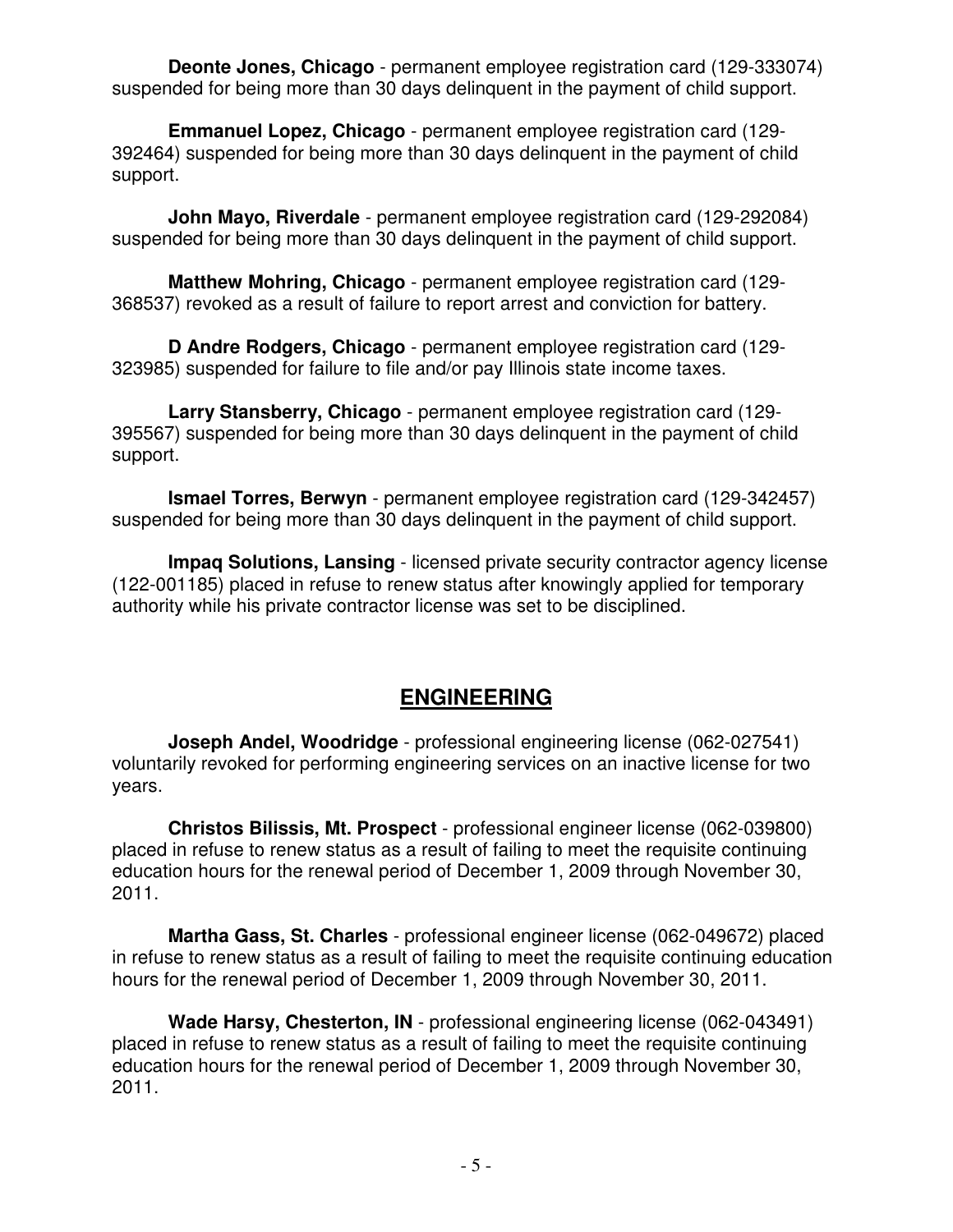**Deonte Jones, Chicago** - permanent employee registration card (129-333074) suspended for being more than 30 days delinquent in the payment of child support.

**Emmanuel Lopez, Chicago** - permanent employee registration card (129-392464) suspended for being more than 30 days delinquent in the payment of child support.

**John Mayo, Riverdale** - permanent employee registration card (129-292084) suspended for being more than 30 days delinquent in the payment of child support.

**Matthew Mohring, Chicago** - permanent employee registration card (129-368537) revoked as a result of failure to report arrest and conviction for battery.

**D Andre Rodgers, Chicago** - permanent employee registration card (129-323985) suspended for failure to file and/or pay Illinois state income taxes.

**Larry Stansberry, Chicago** - permanent employee registration card (129-395567) suspended for being more than 30 days delinquent in the payment of child support.

**Ismael Torres, Berwyn** - permanent employee registration card (129-342457) suspended for being more than 30 days delinquent in the payment of child support.

**Impaq Solutions, Lansing** - licensed private security contractor agency license (122-001185) placed in refuse to renew status after knowingly applied for temporary authority while his private contractor license was set to be disciplined.

## ENGINEERING

**Joseph Andel, Woodridge** - professional engineering license (062-027541) voluntarily revoked for performing engineering services on an inactive license for two years.

**Christos Bilissis, Mt. Prospect** - professional engineer license (062-039800) placed in refuse to renew status as a result of failing to meet the requisite continuing education hours for the renewal period of December 1, 2009 through November 30, 2011.

**Martha Gass, St. Charles** - professional engineer license (062-049672) placed in refuse to renew status as a result of failing to meet the requisite continuing education hours for the renewal period of December 1, 2009 through November 30, 2011.

**Wade Harsy, Chesterton, IN** - professional engineering license (062-043491) placed in refuse to renew status as a result of failing to meet the requisite continuing education hours for the renewal period of December 1, 2009 through November 30, 2011.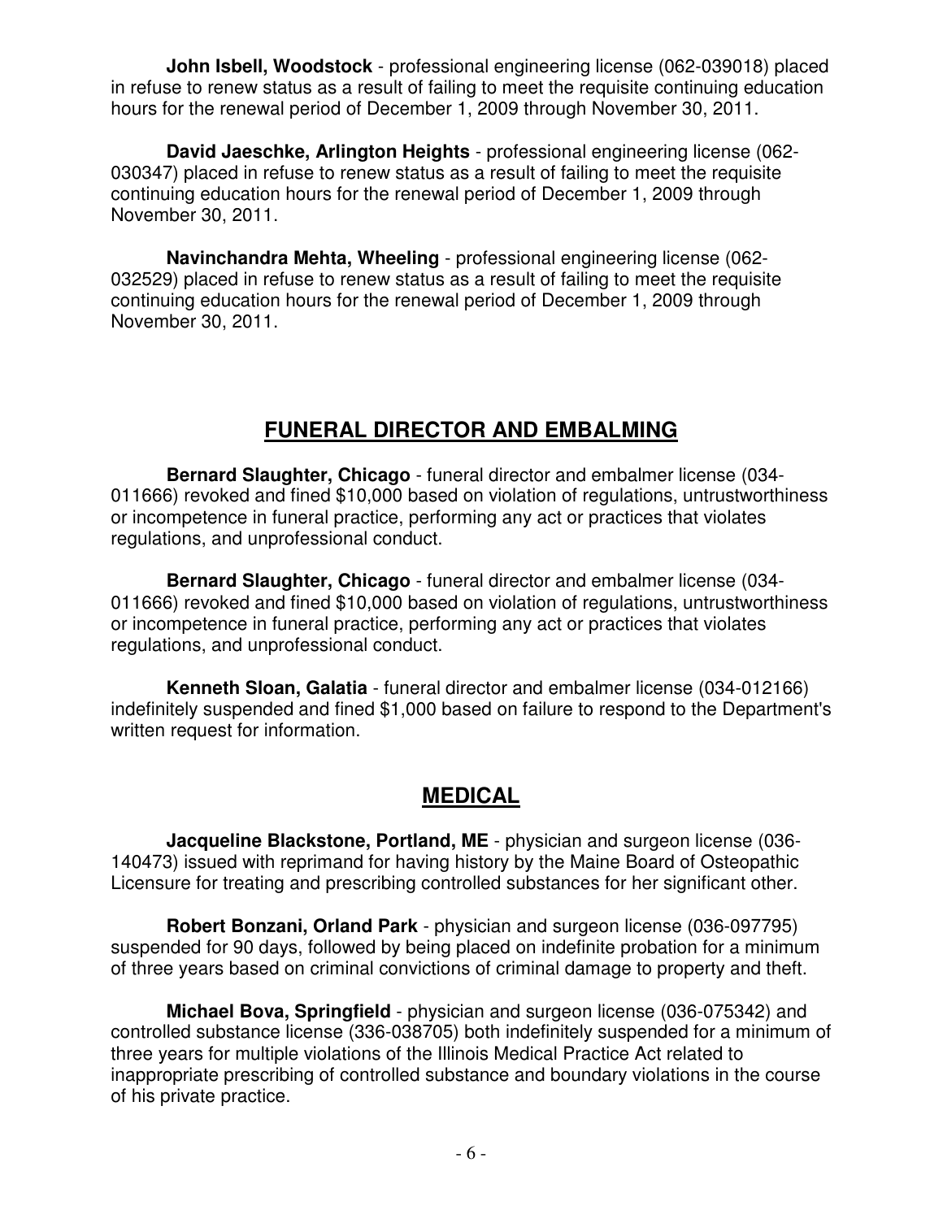**John Isbell, Woodstock** - professional engineering license (062-039018) placed in refuse to renew status as a result of failing to meet the requisite continuing education hours for the renewal period of December 1, 2009 through November 30, 2011.

**David Jaeschke, Arlington Heights** - professional engineering license (062-030347) placed in refuse to renew status as a result of failing to meet the requisite continuing education hours for the renewal period of December 1, 2009 through November 30, 2011.

**Navinchandra Mehta, Wheeling** - professional engineering license (062-032529) placed in refuse to renew status as a result of failing to meet the requisite continuing education hours for the renewal period of December 1, 2009 through November 30, 2011.

## FUNERAL DIRECTOR AND EMBALMING

**Bernard Slaughter, Chicago** - funeral director and embalmer license (034-011666) revoked and fined $10,000 based on violation of regulations, untrustworthiness or incompetence in funeral practice, performing any act or practices that violates regulations, and unprofessional conduct.

**Bernard Slaughter, Chicago** - funeral director and embalmer license (034-011666) revoked and fined $10,000 based on violation of regulations, untrustworthiness or incompetence in funeral practice, performing any act or practices that violates regulations, and unprofessional conduct.

**Kenneth Sloan, Galatia** - funeral director and embalmer license (034-012166) indefinitely suspended and fined $1,000 based on failure to respond to the Department's written request for information.

## MEDICAL

**Jacqueline Blackstone, Portland, ME** - physician and surgeon license (036-140473) issued with reprimand for having history by the Maine Board of Osteopathic Licensure for treating and prescribing controlled substances for her significant other.

**Robert Bonzani, Orland Park** - physician and surgeon license (036-097795) suspended for 90 days, followed by being placed on indefinite probation for a minimum of three years based on criminal convictions of criminal damage to property and theft.

**Michael Bova, Springfield** - physician and surgeon license (036-075342) and controlled substance license (336-038705) both indefinitely suspended for a minimum of three years for multiple violations of the Illinois Medical Practice Act related to inappropriate prescribing of controlled substance and boundary violations in the course of his private practice.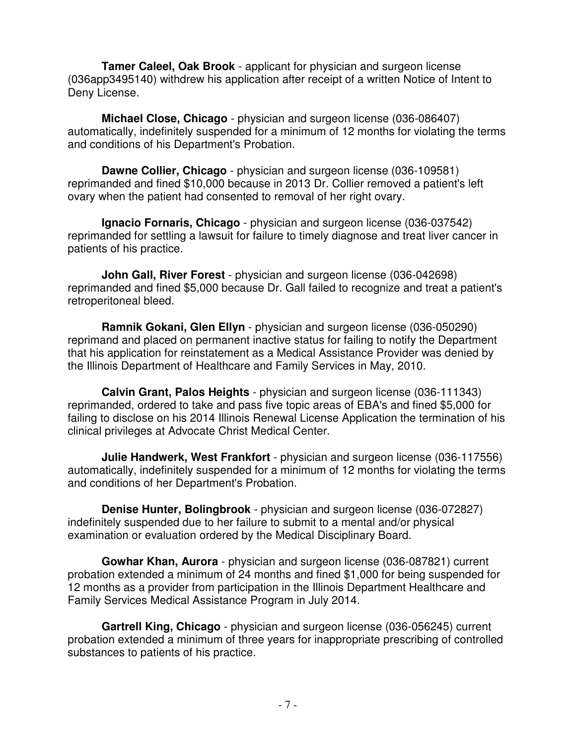**Tamer Caleel, Oak Brook** - applicant for physician and surgeon license (036app3495140) withdrew his application after receipt of a written Notice of Intent to Deny License.

**Michael Close, Chicago** - physician and surgeon license (036-086407) automatically, indefinitely suspended for a minimum of 12 months for violating the terms and conditions of his Department's Probation.

**Dawne Collier, Chicago** - physician and surgeon license (036-109581) reprimanded and fined $10,000 because in 2013 Dr. Collier removed a patient's left ovary when the patient had consented to removal of her right ovary.

**Ignacio Fornaris, Chicago** - physician and surgeon license (036-037542) reprimanded for settling a lawsuit for failure to timely diagnose and treat liver cancer in patients of his practice.

**John Gall, River Forest** - physician and surgeon license (036-042698) reprimanded and fined $5,000 because Dr. Gall failed to recognize and treat a patient's retroperitoneal bleed.

**Ramnik Gokani, Glen Ellyn** - physician and surgeon license (036-050290) reprimand and placed on permanent inactive status for failing to notify the Department that his application for reinstatement as a Medical Assistance Provider was denied by the Illinois Department of Healthcare and Family Services in May, 2010.

**Calvin Grant, Palos Heights** - physician and surgeon license (036-111343) reprimanded, ordered to take and pass five topic areas of EBA's and fined $5,000 for failing to disclose on his 2014 Illinois Renewal License Application the termination of his clinical privileges at Advocate Christ Medical Center.

**Julie Handwerk, West Frankfort** - physician and surgeon license (036-117556) automatically, indefinitely suspended for a minimum of 12 months for violating the terms and conditions of her Department's Probation.

**Denise Hunter, Bolingbrook** - physician and surgeon license (036-072827) indefinitely suspended due to her failure to submit to a mental and/or physical examination or evaluation ordered by the Medical Disciplinary Board.

**Gowhar Khan, Aurora** - physician and surgeon license (036-087821) current probation extended a minimum of 24 months and fined $1,000 for being suspended for 12 months as a provider from participation in the Illinois Department Healthcare and Family Services Medical Assistance Program in July 2014.

**Gartrell King, Chicago** - physician and surgeon license (036-056245) current probation extended a minimum of three years for inappropriate prescribing of controlled substances to patients of his practice.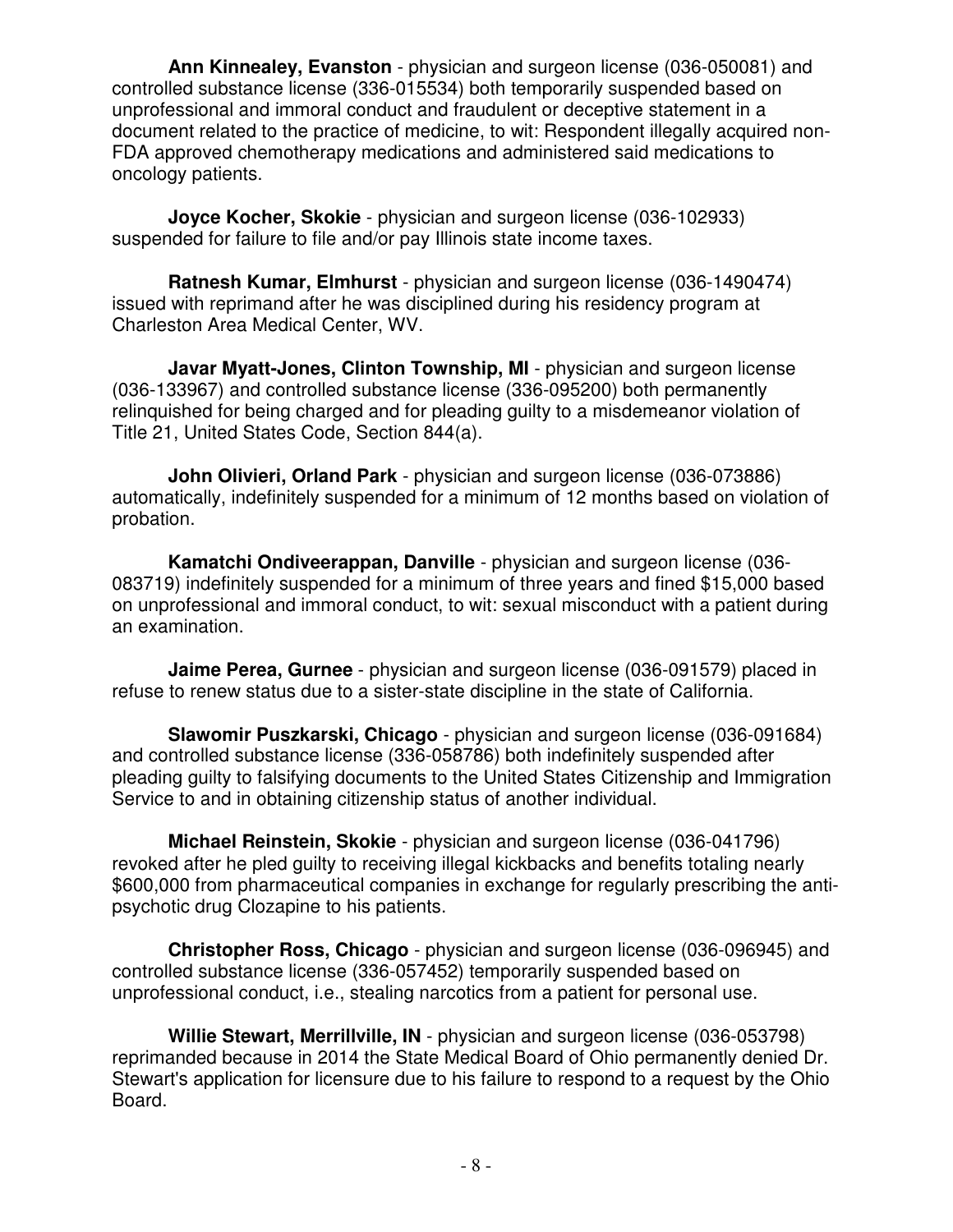**Ann Kinnealey, Evanston** - physician and surgeon license (036-050081) and controlled substance license (336-015534) both temporarily suspended based on unprofessional and immoral conduct and fraudulent or deceptive statement in a document related to the practice of medicine, to wit: Respondent illegally acquired non-FDA approved chemotherapy medications and administered said medications to oncology patients.

**Joyce Kocher, Skokie** - physician and surgeon license (036-102933) suspended for failure to file and/or pay Illinois state income taxes.

**Ratnesh Kumar, Elmhurst** - physician and surgeon license (036-1490474) issued with reprimand after he was disciplined during his residency program at Charleston Area Medical Center, WV.

**Javar Myatt-Jones, Clinton Township, MI** - physician and surgeon license (036-133967) and controlled substance license (336-095200) both permanently relinquished for being charged and for pleading guilty to a misdemeanor violation of Title 21, United States Code, Section 844(a).

**John Olivieri, Orland Park** - physician and surgeon license (036-073886) automatically, indefinitely suspended for a minimum of 12 months based on violation of probation.

**Kamatchi Ondiveerappan, Danville** - physician and surgeon license (036-083719) indefinitely suspended for a minimum of three years and fined $15,000 based on unprofessional and immoral conduct, to wit: sexual misconduct with a patient during an examination.

**Jaime Perea, Gurnee** - physician and surgeon license (036-091579) placed in refuse to renew status due to a sister-state discipline in the state of California.

**Slawomir Puszkarski, Chicago** - physician and surgeon license (036-091684) and controlled substance license (336-058786) both indefinitely suspended after pleading guilty to falsifying documents to the United States Citizenship and Immigration Service to and in obtaining citizenship status of another individual.

**Michael Reinstein, Skokie** - physician and surgeon license (036-041796) revoked after he pled guilty to receiving illegal kickbacks and benefits totaling nearly $600,000 from pharmaceutical companies in exchange for regularly prescribing the anti-psychotic drug Clozapine to his patients.

**Christopher Ross, Chicago** - physician and surgeon license (036-096945) and controlled substance license (336-057452) temporarily suspended based on unprofessional conduct, i.e., stealing narcotics from a patient for personal use.

**Willie Stewart, Merrillville, IN** - physician and surgeon license (036-053798) reprimanded because in 2014 the State Medical Board of Ohio permanently denied Dr. Stewart's application for licensure due to his failure to respond to a request by the Ohio Board.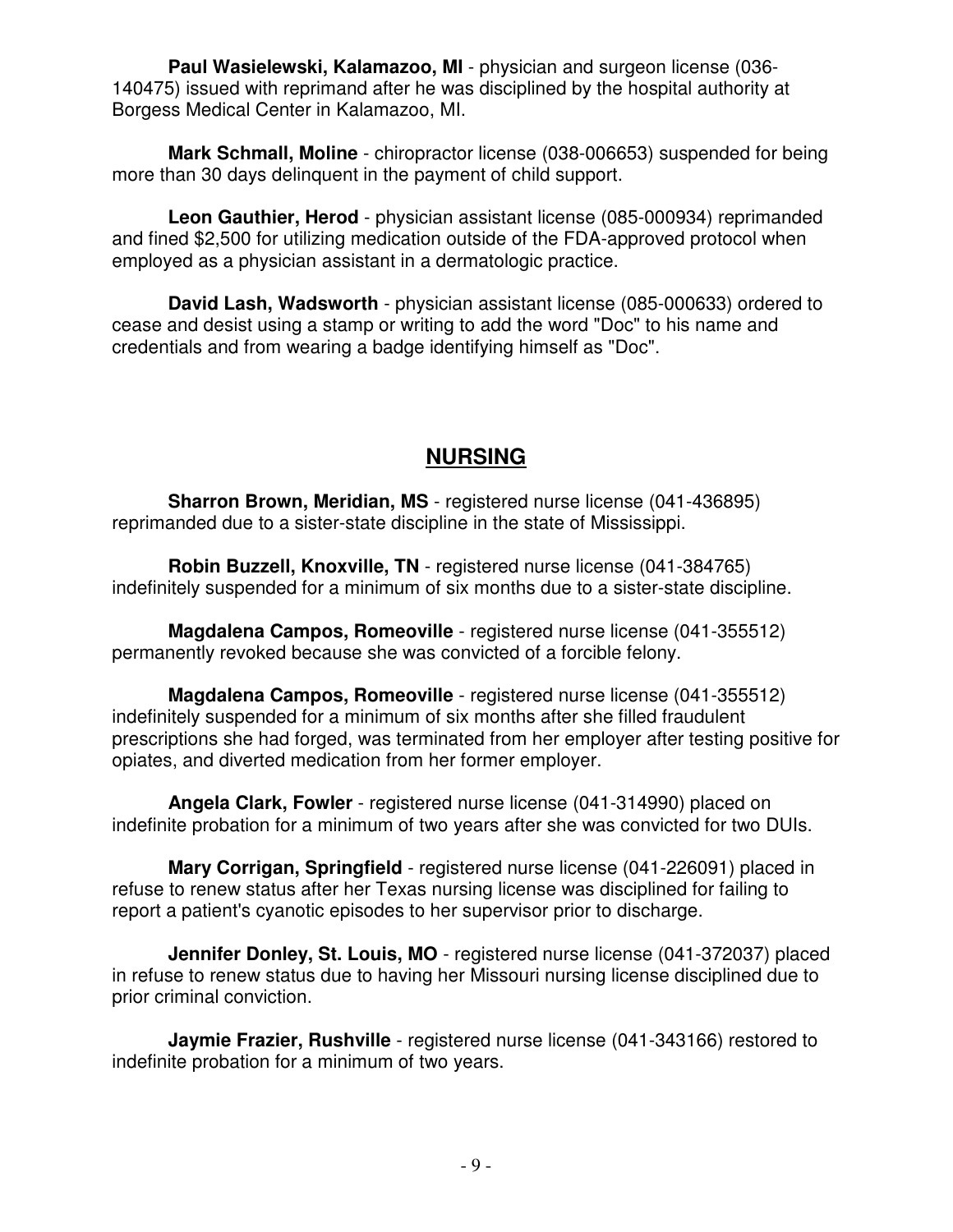**Paul Wasielewski, Kalamazoo, MI** - physician and surgeon license (036-140475) issued with reprimand after he was disciplined by the hospital authority at Borgess Medical Center in Kalamazoo, MI.

**Mark Schmall, Moline** - chiropractor license (038-006653) suspended for being more than 30 days delinquent in the payment of child support.

**Leon Gauthier, Herod** - physician assistant license (085-000934) reprimanded and fined $2,500 for utilizing medication outside of the FDA-approved protocol when employed as a physician assistant in a dermatologic practice.

**David Lash, Wadsworth** - physician assistant license (085-000633) ordered to cease and desist using a stamp or writing to add the word "Doc" to his name and credentials and from wearing a badge identifying himself as "Doc".

## NURSING

**Sharron Brown, Meridian, MS** - registered nurse license (041-436895) reprimanded due to a sister-state discipline in the state of Mississippi.

**Robin Buzzell, Knoxville, TN** - registered nurse license (041-384765) indefinitely suspended for a minimum of six months due to a sister-state discipline.

**Magdalena Campos, Romeoville** - registered nurse license (041-355512) permanently revoked because she was convicted of a forcible felony.

**Magdalena Campos, Romeoville** - registered nurse license (041-355512) indefinitely suspended for a minimum of six months after she filled fraudulent prescriptions she had forged, was terminated from her employer after testing positive for opiates, and diverted medication from her former employer.

**Angela Clark, Fowler** - registered nurse license (041-314990) placed on indefinite probation for a minimum of two years after she was convicted for two DUIs.

**Mary Corrigan, Springfield** - registered nurse license (041-226091) placed in refuse to renew status after her Texas nursing license was disciplined for failing to report a patient's cyanotic episodes to her supervisor prior to discharge.

**Jennifer Donley, St. Louis, MO** - registered nurse license (041-372037) placed in refuse to renew status due to having her Missouri nursing license disciplined due to prior criminal conviction.

**Jaymie Frazier, Rushville** - registered nurse license (041-343166) restored to indefinite probation for a minimum of two years.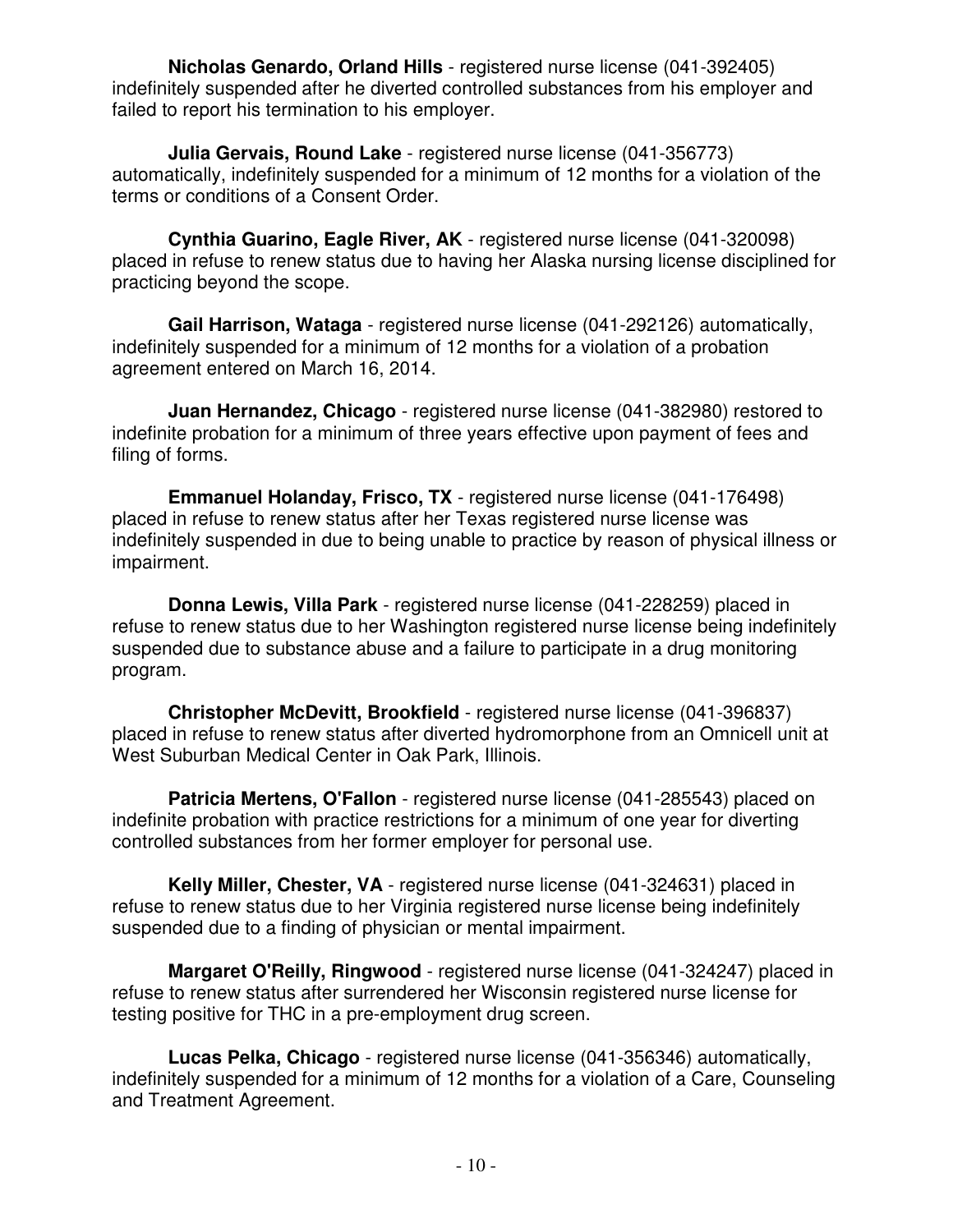**Nicholas Genardo, Orland Hills** - registered nurse license (041-392405) indefinitely suspended after he diverted controlled substances from his employer and failed to report his termination to his employer.

**Julia Gervais, Round Lake** - registered nurse license (041-356773) automatically, indefinitely suspended for a minimum of 12 months for a violation of the terms or conditions of a Consent Order.

**Cynthia Guarino, Eagle River, AK** - registered nurse license (041-320098) placed in refuse to renew status due to having her Alaska nursing license disciplined for practicing beyond the scope.

**Gail Harrison, Wataga** - registered nurse license (041-292126) automatically, indefinitely suspended for a minimum of 12 months for a violation of a probation agreement entered on March 16, 2014.

**Juan Hernandez, Chicago** - registered nurse license (041-382980) restored to indefinite probation for a minimum of three years effective upon payment of fees and filing of forms.

**Emmanuel Holanday, Frisco, TX** - registered nurse license (041-176498) placed in refuse to renew status after her Texas registered nurse license was indefinitely suspended in due to being unable to practice by reason of physical illness or impairment.

**Donna Lewis, Villa Park** - registered nurse license (041-228259) placed in refuse to renew status due to her Washington registered nurse license being indefinitely suspended due to substance abuse and a failure to participate in a drug monitoring program.

**Christopher McDevitt, Brookfield** - registered nurse license (041-396837) placed in refuse to renew status after diverted hydromorphone from an Omnicell unit at West Suburban Medical Center in Oak Park, Illinois.

**Patricia Mertens, O'Fallon** - registered nurse license (041-285543) placed on indefinite probation with practice restrictions for a minimum of one year for diverting controlled substances from her former employer for personal use.

**Kelly Miller, Chester, VA** - registered nurse license (041-324631) placed in refuse to renew status due to her Virginia registered nurse license being indefinitely suspended due to a finding of physician or mental impairment.

**Margaret O'Reilly, Ringwood** - registered nurse license (041-324247) placed in refuse to renew status after surrendered her Wisconsin registered nurse license for testing positive for THC in a pre-employment drug screen.

**Lucas Pelka, Chicago** - registered nurse license (041-356346) automatically, indefinitely suspended for a minimum of 12 months for a violation of a Care, Counseling and Treatment Agreement.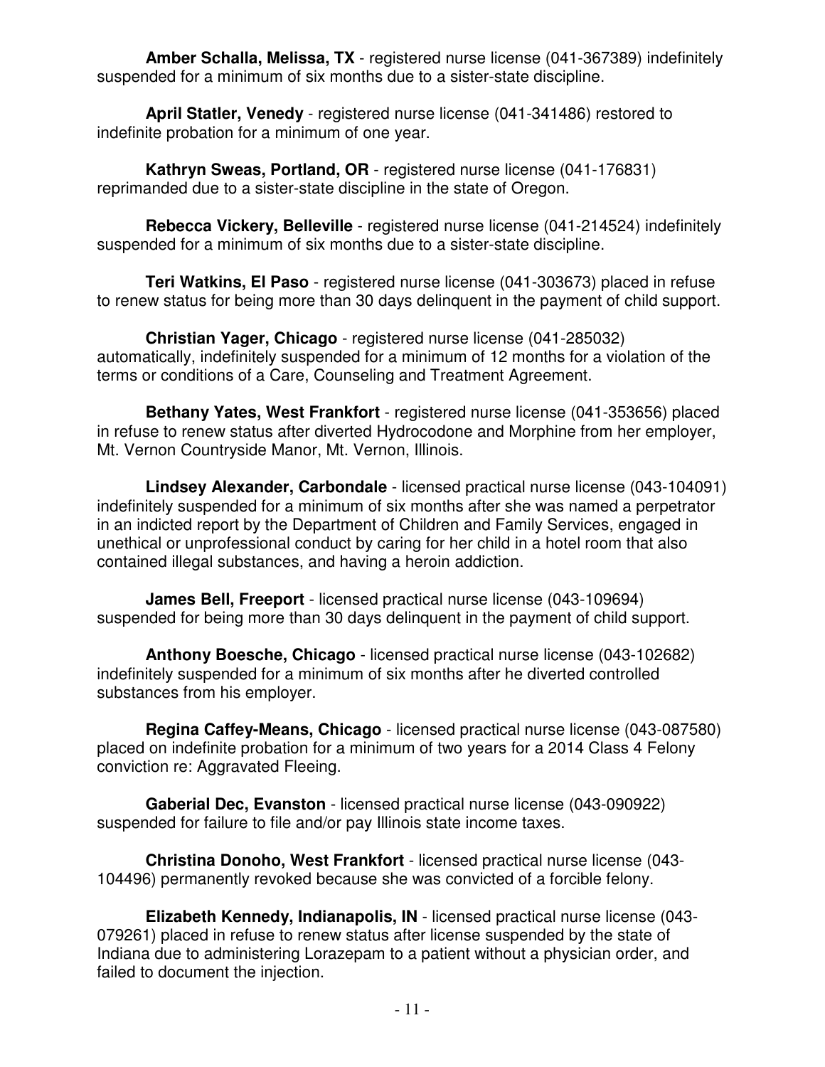**Amber Schalla, Melissa, TX** - registered nurse license (041-367389) indefinitely suspended for a minimum of six months due to a sister-state discipline.

**April Statler, Venedy** - registered nurse license (041-341486) restored to indefinite probation for a minimum of one year.

**Kathryn Sweas, Portland, OR** - registered nurse license (041-176831) reprimanded due to a sister-state discipline in the state of Oregon.

**Rebecca Vickery, Belleville** - registered nurse license (041-214524) indefinitely suspended for a minimum of six months due to a sister-state discipline.

**Teri Watkins, El Paso** - registered nurse license (041-303673) placed in refuse to renew status for being more than 30 days delinquent in the payment of child support.

**Christian Yager, Chicago** - registered nurse license (041-285032) automatically, indefinitely suspended for a minimum of 12 months for a violation of the terms or conditions of a Care, Counseling and Treatment Agreement.

**Bethany Yates, West Frankfort** - registered nurse license (041-353656) placed in refuse to renew status after diverted Hydrocodone and Morphine from her employer, Mt. Vernon Countryside Manor, Mt. Vernon, Illinois.

**Lindsey Alexander, Carbondale** - licensed practical nurse license (043-104091) indefinitely suspended for a minimum of six months after she was named a perpetrator in an indicted report by the Department of Children and Family Services, engaged in unethical or unprofessional conduct by caring for her child in a hotel room that also contained illegal substances, and having a heroin addiction.

**James Bell, Freeport** - licensed practical nurse license (043-109694) suspended for being more than 30 days delinquent in the payment of child support.

**Anthony Boesche, Chicago** - licensed practical nurse license (043-102682) indefinitely suspended for a minimum of six months after he diverted controlled substances from his employer.

**Regina Caffey-Means, Chicago** - licensed practical nurse license (043-087580) placed on indefinite probation for a minimum of two years for a 2014 Class 4 Felony conviction re: Aggravated Fleeing.

**Gaberial Dec, Evanston** - licensed practical nurse license (043-090922) suspended for failure to file and/or pay Illinois state income taxes.

**Christina Donoho, West Frankfort** - licensed practical nurse license (043-104496) permanently revoked because she was convicted of a forcible felony.

**Elizabeth Kennedy, Indianapolis, IN** - licensed practical nurse license (043-079261) placed in refuse to renew status after license suspended by the state of Indiana due to administering Lorazepam to a patient without a physician order, and failed to document the injection.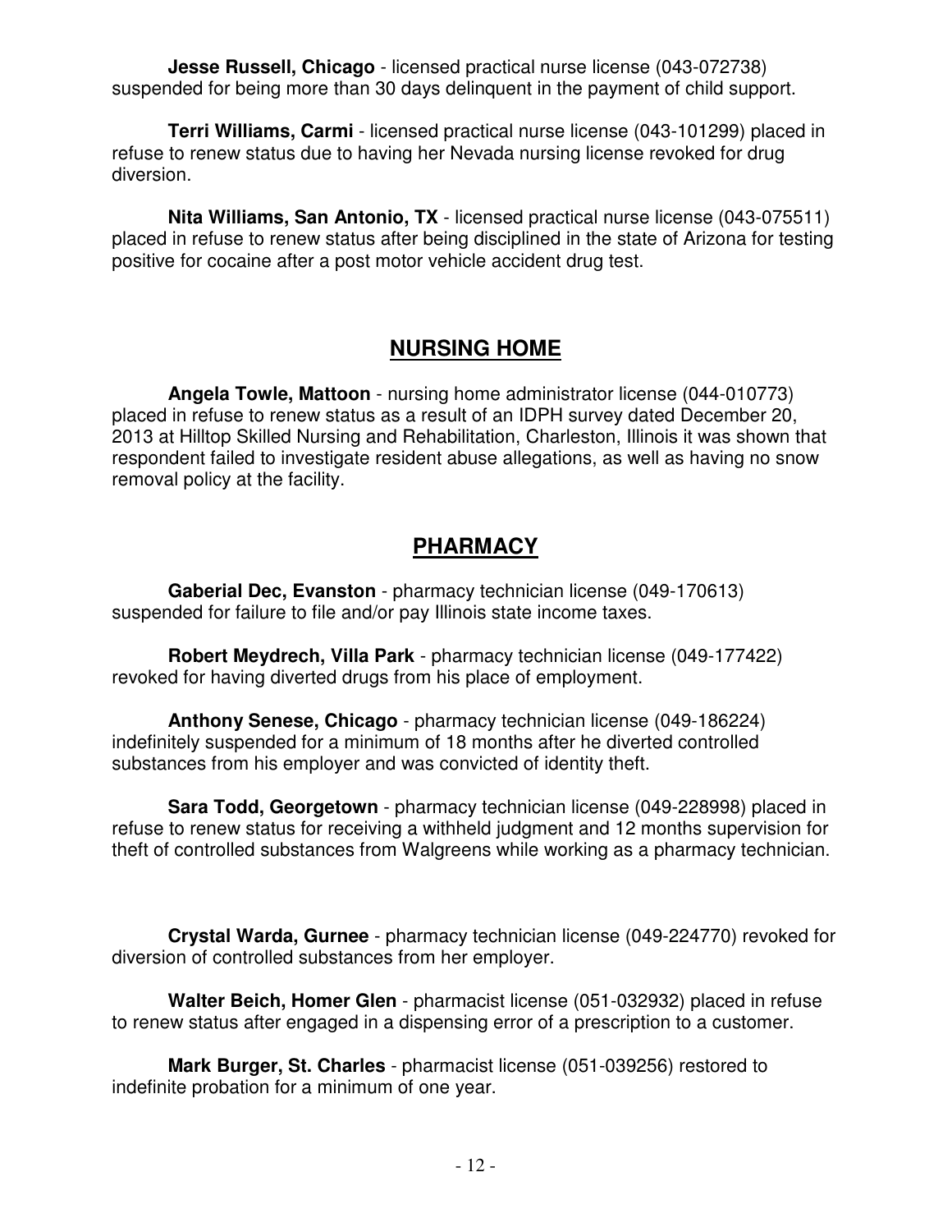**Jesse Russell, Chicago** - licensed practical nurse license (043-072738) suspended for being more than 30 days delinquent in the payment of child support.

**Terri Williams, Carmi** - licensed practical nurse license (043-101299) placed in refuse to renew status due to having her Nevada nursing license revoked for drug diversion.

**Nita Williams, San Antonio, TX** - licensed practical nurse license (043-075511) placed in refuse to renew status after being disciplined in the state of Arizona for testing positive for cocaine after a post motor vehicle accident drug test.

## NURSING HOME

**Angela Towle, Mattoon** - nursing home administrator license (044-010773) placed in refuse to renew status as a result of an IDPH survey dated December 20, 2013 at Hilltop Skilled Nursing and Rehabilitation, Charleston, Illinois it was shown that respondent failed to investigate resident abuse allegations, as well as having no snow removal policy at the facility.

## PHARMACY

**Gaberial Dec, Evanston** - pharmacy technician license (049-170613) suspended for failure to file and/or pay Illinois state income taxes.

**Robert Meydrech, Villa Park** - pharmacy technician license (049-177422) revoked for having diverted drugs from his place of employment.

**Anthony Senese, Chicago** - pharmacy technician license (049-186224) indefinitely suspended for a minimum of 18 months after he diverted controlled substances from his employer and was convicted of identity theft.

**Sara Todd, Georgetown** - pharmacy technician license (049-228998) placed in refuse to renew status for receiving a withheld judgment and 12 months supervision for theft of controlled substances from Walgreens while working as a pharmacy technician.

**Crystal Warda, Gurnee** - pharmacy technician license (049-224770) revoked for diversion of controlled substances from her employer.

**Walter Beich, Homer Glen** - pharmacist license (051-032932) placed in refuse to renew status after engaged in a dispensing error of a prescription to a customer.

**Mark Burger, St. Charles** - pharmacist license (051-039256) restored to indefinite probation for a minimum of one year.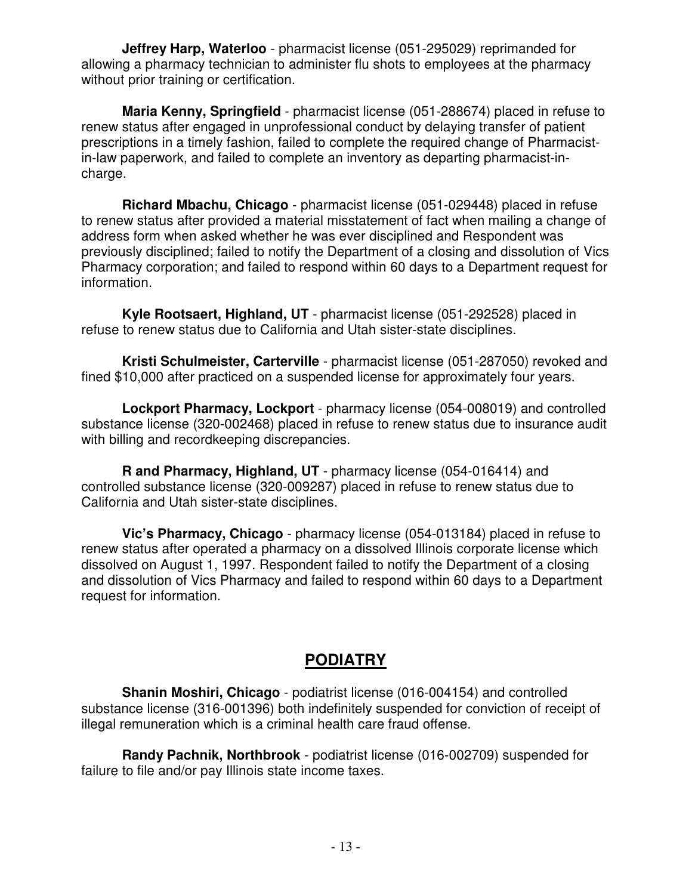**Jeffrey Harp, Waterloo** - pharmacist license (051-295029) reprimanded for allowing a pharmacy technician to administer flu shots to employees at the pharmacy without prior training or certification.

**Maria Kenny, Springfield** - pharmacist license (051-288674) placed in refuse to renew status after engaged in unprofessional conduct by delaying transfer of patient prescriptions in a timely fashion, failed to complete the required change of Pharmacist-in-law paperwork, and failed to complete an inventory as departing pharmacist-in-charge.

**Richard Mbachu, Chicago** - pharmacist license (051-029448) placed in refuse to renew status after provided a material misstatement of fact when mailing a change of address form when asked whether he was ever disciplined and Respondent was previously disciplined; failed to notify the Department of a closing and dissolution of Vics Pharmacy corporation; and failed to respond within 60 days to a Department request for information.

**Kyle Rootsaert, Highland, UT** - pharmacist license (051-292528) placed in refuse to renew status due to California and Utah sister-state disciplines.

**Kristi Schulmeister, Carterville** - pharmacist license (051-287050) revoked and fined $10,000 after practiced on a suspended license for approximately four years.

**Lockport Pharmacy, Lockport** - pharmacy license (054-008019) and controlled substance license (320-002468) placed in refuse to renew status due to insurance audit with billing and recordkeeping discrepancies.

**R and Pharmacy, Highland, UT** - pharmacy license (054-016414) and controlled substance license (320-009287) placed in refuse to renew status due to California and Utah sister-state disciplines.

**Vic's Pharmacy, Chicago** - pharmacy license (054-013184) placed in refuse to renew status after operated a pharmacy on a dissolved Illinois corporate license which dissolved on August 1, 1997. Respondent failed to notify the Department of a closing and dissolution of Vics Pharmacy and failed to respond within 60 days to a Department request for information.

## PODIATRY

**Shanin Moshiri, Chicago** - podiatrist license (016-004154) and controlled substance license (316-001396) both indefinitely suspended for conviction of receipt of illegal remuneration which is a criminal health care fraud offense.

**Randy Pachnik, Northbrook** - podiatrist license (016-002709) suspended for failure to file and/or pay Illinois state income taxes.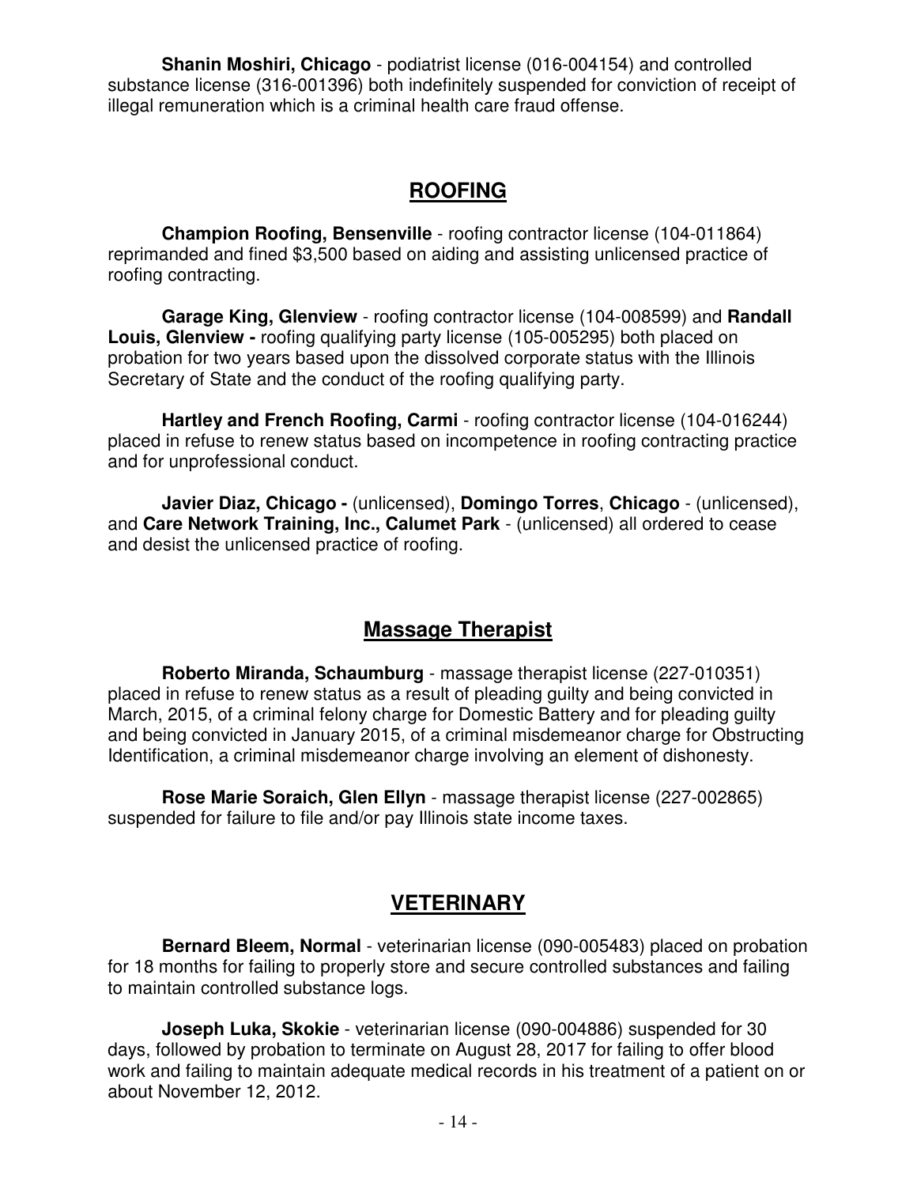**Shanin Moshiri, Chicago** - podiatrist license (016-004154) and controlled substance license (316-001396) both indefinitely suspended for conviction of receipt of illegal remuneration which is a criminal health care fraud offense.

## ROOFING

**Champion Roofing, Bensenville** - roofing contractor license (104-011864) reprimanded and fined $3,500 based on aiding and assisting unlicensed practice of roofing contracting.

**Garage King, Glenview** - roofing contractor license (104-008599) and **Randall Louis, Glenview -** roofing qualifying party license (105-005295) both placed on probation for two years based upon the dissolved corporate status with the Illinois Secretary of State and the conduct of the roofing qualifying party.

**Hartley and French Roofing, Carmi** - roofing contractor license (104-016244) placed in refuse to renew status based on incompetence in roofing contracting practice and for unprofessional conduct.

**Javier Diaz, Chicago -** (unlicensed), **Domingo Torres**, **Chicago** - (unlicensed), and **Care Network Training, Inc., Calumet Park** - (unlicensed) all ordered to cease and desist the unlicensed practice of roofing.

## Massage Therapist

**Roberto Miranda, Schaumburg** - massage therapist license (227-010351) placed in refuse to renew status as a result of pleading guilty and being convicted in March, 2015, of a criminal felony charge for Domestic Battery and for pleading guilty and being convicted in January 2015, of a criminal misdemeanor charge for Obstructing Identification, a criminal misdemeanor charge involving an element of dishonesty.

**Rose Marie Soraich, Glen Ellyn** - massage therapist license (227-002865) suspended for failure to file and/or pay Illinois state income taxes.

## VETERINARY

**Bernard Bleem, Normal** - veterinarian license (090-005483) placed on probation for 18 months for failing to properly store and secure controlled substances and failing to maintain controlled substance logs.

**Joseph Luka, Skokie** - veterinarian license (090-004886) suspended for 30 days, followed by probation to terminate on August 28, 2017 for failing to offer blood work and failing to maintain adequate medical records in his treatment of a patient on or about November 12, 2012.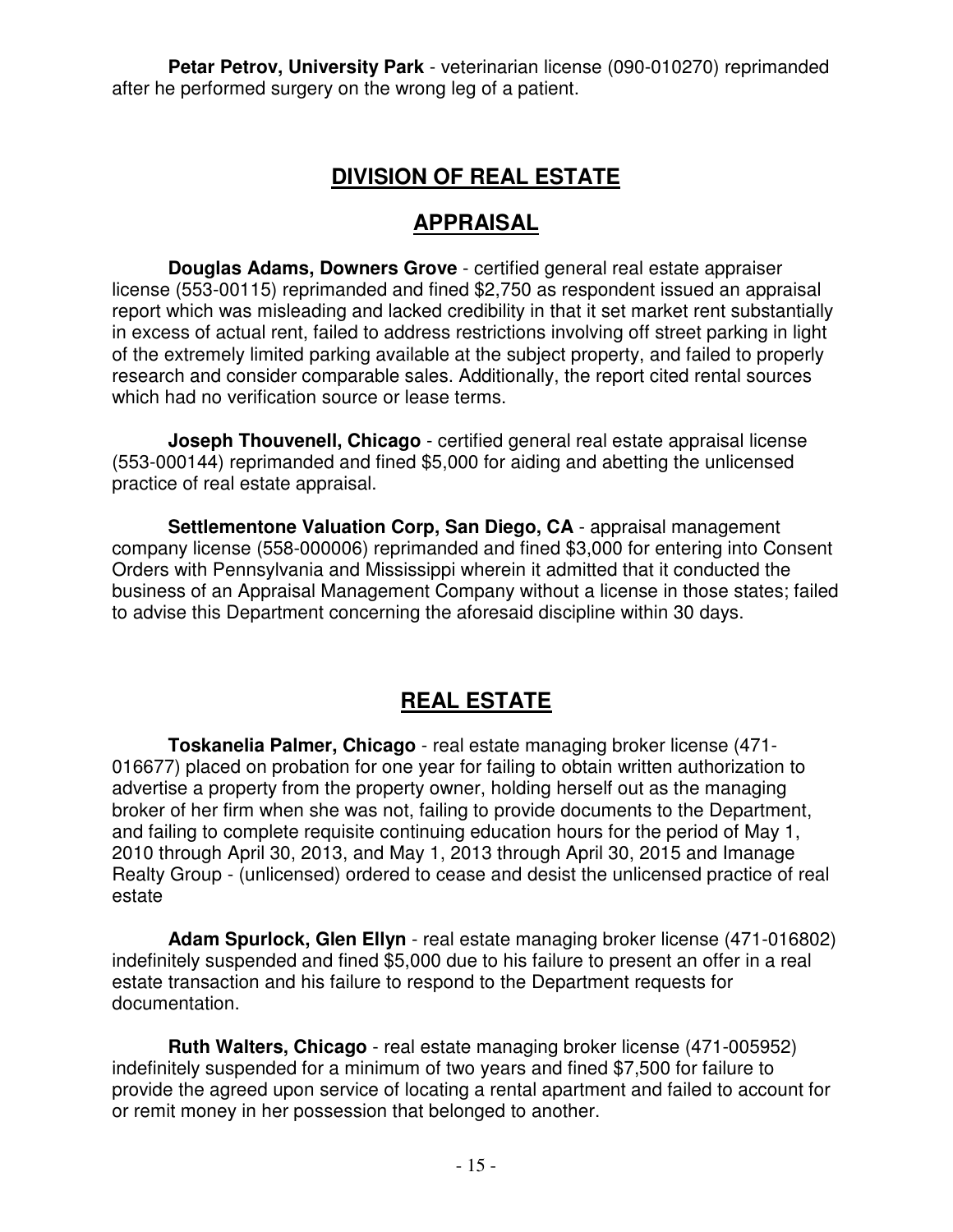**Petar Petrov, University Park** - veterinarian license (090-010270) reprimanded after he performed surgery on the wrong leg of a patient.

## DIVISION OF REAL ESTATE

## APPRAISAL

**Douglas Adams, Downers Grove** - certified general real estate appraiser license (553-00115) reprimanded and fined $2,750 as respondent issued an appraisal report which was misleading and lacked credibility in that it set market rent substantially in excess of actual rent, failed to address restrictions involving off street parking in light of the extremely limited parking available at the subject property, and failed to properly research and consider comparable sales. Additionally, the report cited rental sources which had no verification source or lease terms.

**Joseph Thouvenell, Chicago** - certified general real estate appraisal license (553-000144) reprimanded and fined $5,000 for aiding and abetting the unlicensed practice of real estate appraisal.

**Settlementone Valuation Corp, San Diego, CA** - appraisal management company license (558-000006) reprimanded and fined $3,000 for entering into Consent Orders with Pennsylvania and Mississippi wherein it admitted that it conducted the business of an Appraisal Management Company without a license in those states; failed to advise this Department concerning the aforesaid discipline within 30 days.

## REAL ESTATE

**Toskanelia Palmer, Chicago** - real estate managing broker license (471-016677) placed on probation for one year for failing to obtain written authorization to advertise a property from the property owner, holding herself out as the managing broker of her firm when she was not, failing to provide documents to the Department, and failing to complete requisite continuing education hours for the period of May 1, 2010 through April 30, 2013, and May 1, 2013 through April 30, 2015 and Imanage Realty Group - (unlicensed) ordered to cease and desist the unlicensed practice of real estate

**Adam Spurlock, Glen Ellyn** - real estate managing broker license (471-016802) indefinitely suspended and fined $5,000 due to his failure to present an offer in a real estate transaction and his failure to respond to the Department requests for documentation.

**Ruth Walters, Chicago** - real estate managing broker license (471-005952) indefinitely suspended for a minimum of two years and fined $7,500 for failure to provide the agreed upon service of locating a rental apartment and failed to account for or remit money in her possession that belonged to another.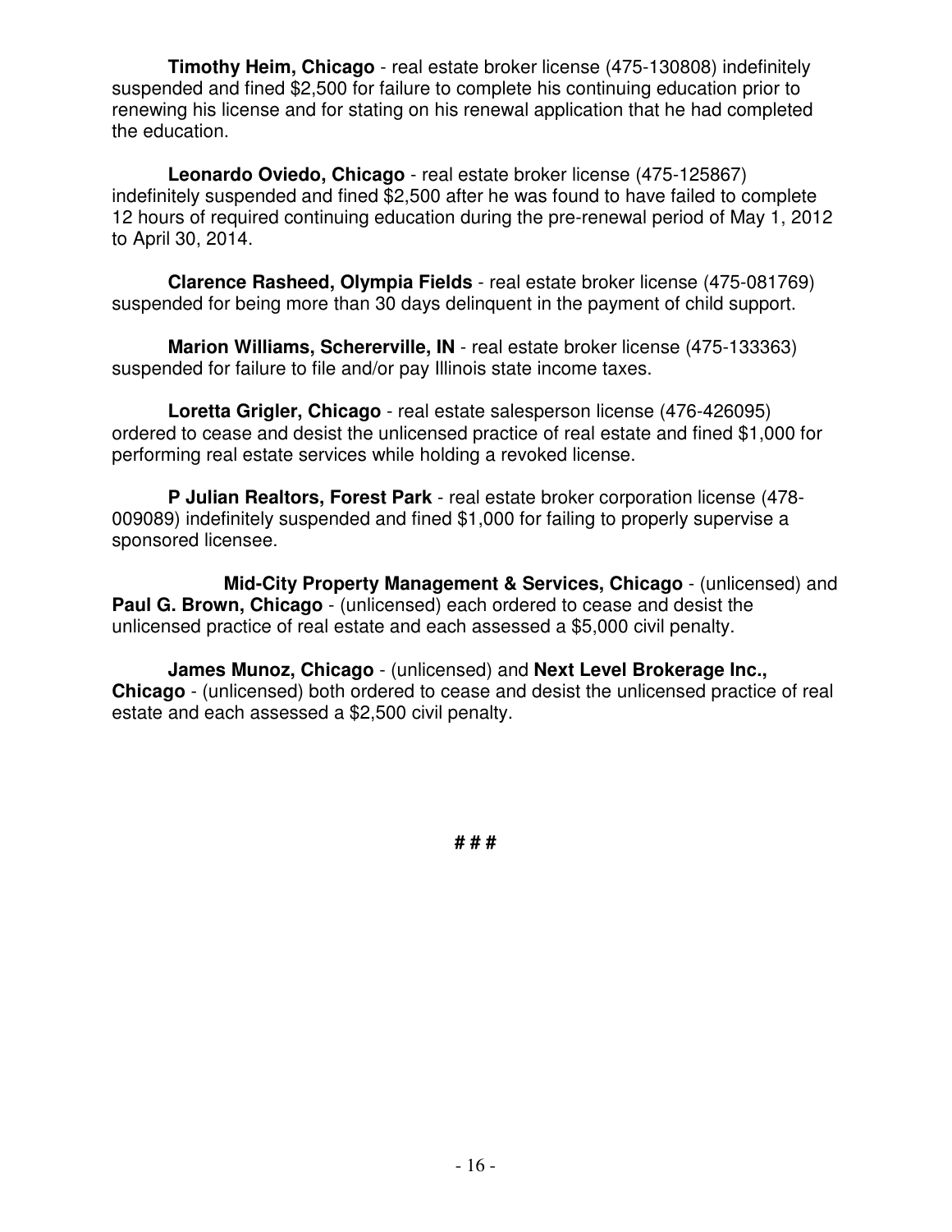**Timothy Heim, Chicago** - real estate broker license (475-130808) indefinitely suspended and fined $2,500 for failure to complete his continuing education prior to renewing his license and for stating on his renewal application that he had completed the education.

**Leonardo Oviedo, Chicago** - real estate broker license (475-125867) indefinitely suspended and fined $2,500 after he was found to have failed to complete 12 hours of required continuing education during the pre-renewal period of May 1, 2012 to April 30, 2014.

**Clarence Rasheed, Olympia Fields** - real estate broker license (475-081769) suspended for being more than 30 days delinquent in the payment of child support.

**Marion Williams, Schererville, IN** - real estate broker license (475-133363) suspended for failure to file and/or pay Illinois state income taxes.

**Loretta Grigler, Chicago** - real estate salesperson license (476-426095) ordered to cease and desist the unlicensed practice of real estate and fined $1,000 for performing real estate services while holding a revoked license.

**P Julian Realtors, Forest Park** - real estate broker corporation license (478-009089) indefinitely suspended and fined $1,000 for failing to properly supervise a sponsored licensee.

**Mid-City Property Management & Services, Chicago** - (unlicensed) and **Paul G. Brown, Chicago** - (unlicensed) each ordered to cease and desist the unlicensed practice of real estate and each assessed a $5,000 civil penalty.

**James Munoz, Chicago** - (unlicensed) and **Next Level Brokerage Inc., Chicago** - (unlicensed) both ordered to cease and desist the unlicensed practice of real estate and each assessed a $2,500 civil penalty.

**# # #**